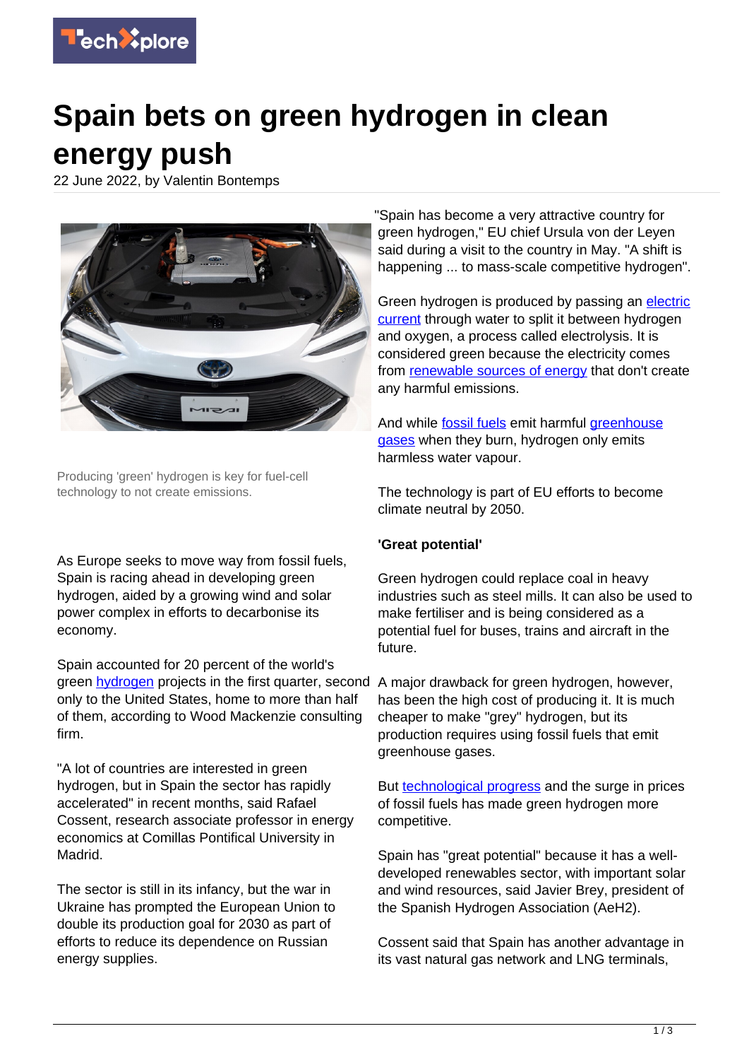# Spain bets on green hydrogen in clean energy push

22 June 2022, by Valentin Bontemps

Producing 'green' hydrogen is key for fuel-cell technology to not create emissions.

As Europe seeks to move way from fossil fuels, Spain is racing ahead in developing green hydrogen, aided by a growing wind and solar power complex in efforts to decarbonise its economy.

Spain accounted for 20 percent of the world's green hydrogen projects in the first quarter, second only to the United States, home to more than half of them, according to Wood Mackenzie consulting firm.

"A lot of countries are interested in green hydrogen, but in Spain the sector has rapidly accelerated" in recent months, said Rafael Cossent, research associate professor in energy economics at Comillas Pontifical University in Madrid.

The sector is still in its infancy, but the war in Ukraine has prompted the European Union to double its production goal for 2030 as part of efforts to reduce its dependence on Russian energy supplies.

"Spain has become a very attractive country for green hydrogen," EU chief Ursula von der Leyen said during a visit to the country in May. "A shift is happening ... to mass-scale competitive hydrogen".

Green hydrogen is produced by passing an electric current through water to split it between hydrogen and oxygen, a process called electrolysis. It is considered green because the electricity comes from renewable sources of energy that don't create any harmful emissions.

And while fossil fuels emit harmful greenhouse gases when they burn, hydrogen only emits harmless water vapour.

The technology is part of EU efforts to become climate neutral by 2050.

**'Great potential'**

Green hydrogen could replace coal in heavy industries such as steel mills. It can also be used to make fertiliser and is being considered as a potential fuel for buses, trains and aircraft in the future.

A major drawback for green hydrogen, however, has been the high cost of producing it. It is much cheaper to make "grey" hydrogen, but its production requires using fossil fuels that emit greenhouse gases.

But technological progress and the surge in prices of fossil fuels has made green hydrogen more competitive.

Spain has "great potential" because it has a well-developed renewables sector, with important solar and wind resources, said Javier Brey, president of the Spanish Hydrogen Association (AeH2).

Cossent said that Spain has another advantage in its vast natural gas network and LNG terminals,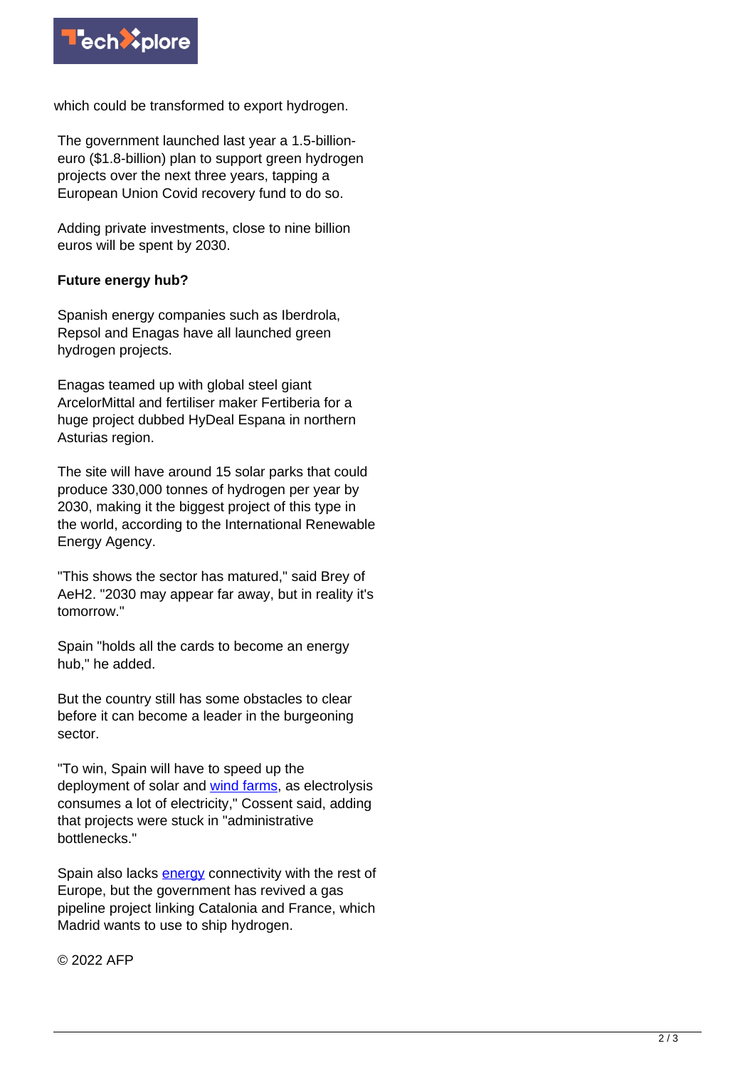which could be transformed to export hydrogen.

The government launched last year a 1.5-billion-euro ($1.8-billion) plan to support green hydrogen projects over the next three years, tapping a European Union Covid recovery fund to do so.

Adding private investments, close to nine billion euros will be spent by 2030.

**Future energy hub?**

Spanish energy companies such as Iberdrola, Repsol and Enagas have all launched green hydrogen projects.

Enagas teamed up with global steel giant ArcelorMittal and fertiliser maker Fertiberia for a huge project dubbed HyDeal Espana in northern Asturias region.

The site will have around 15 solar parks that could produce 330,000 tonnes of hydrogen per year by 2030, making it the biggest project of this type in the world, according to the International Renewable Energy Agency.

"This shows the sector has matured," said Brey of AeH2. "2030 may appear far away, but in reality it's tomorrow."

Spain "holds all the cards to become an energy hub," he added.

But the country still has some obstacles to clear before it can become a leader in the burgeoning sector.

"To win, Spain will have to speed up the deployment of solar and wind farms, as electrolysis consumes a lot of electricity," Cossent said, adding that projects were stuck in "administrative bottlenecks."

Spain also lacks energy connectivity with the rest of Europe, but the government has revived a gas pipeline project linking Catalonia and France, which Madrid wants to use to ship hydrogen.

© 2022 AFP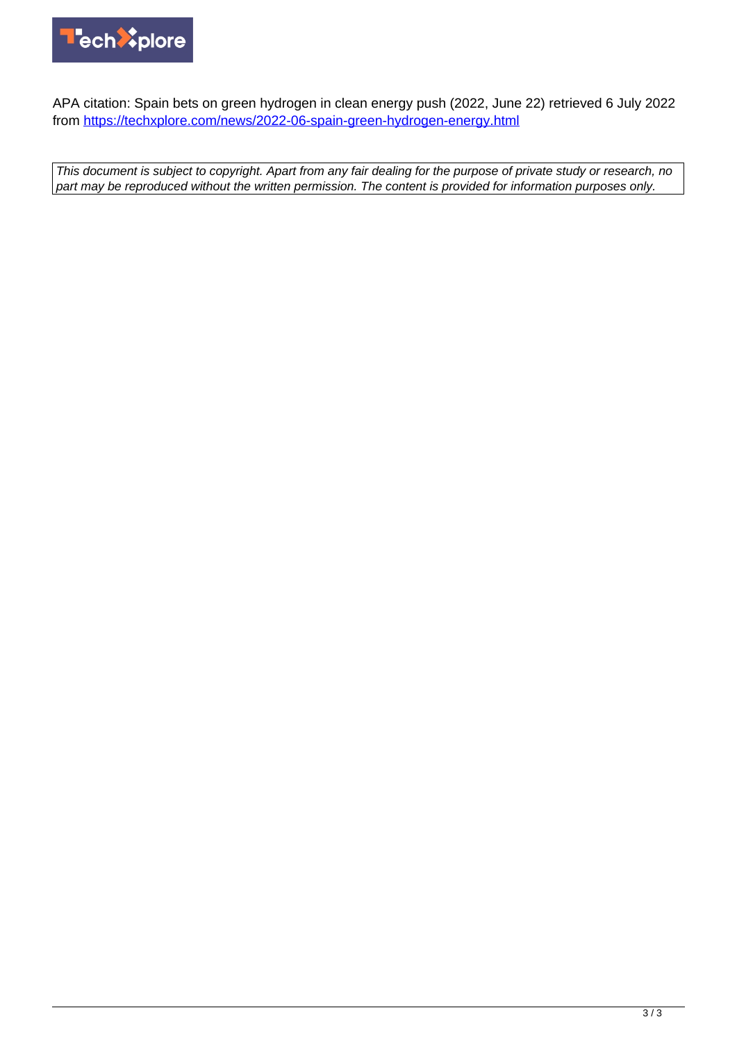APA citation: Spain bets on green hydrogen in clean energy push (2022, June 22) retrieved 6 July 2022 from https://techxplore.com/news/2022-06-spain-green-hydrogen-energy.html

*This document is subject to copyright. Apart from any fair dealing for the purpose of private study or research, no part may be reproduced without the written permission. The content is provided for information purposes only.*